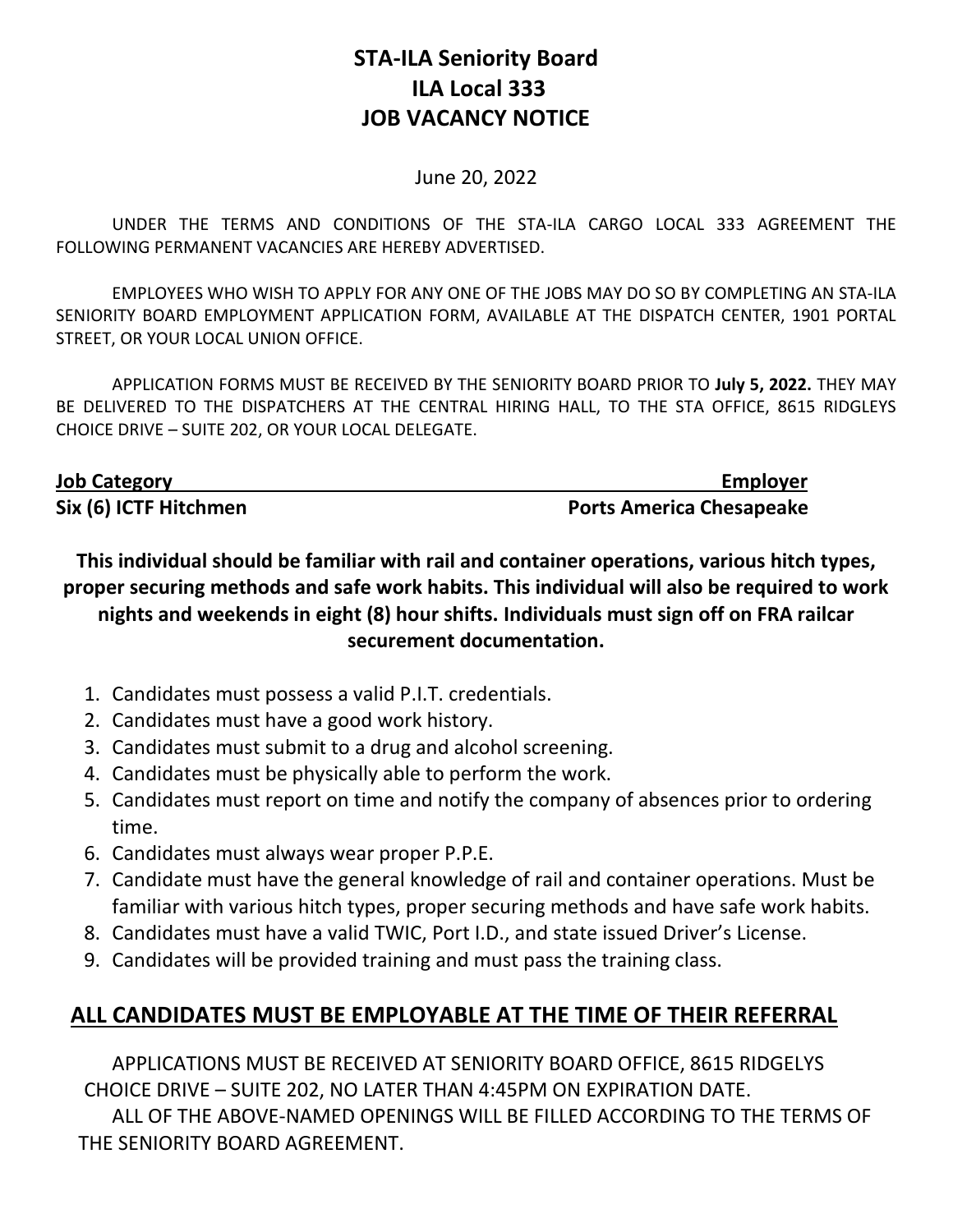# STA-ILA Seniority Board
# ILA Local 333
# JOB VACANCY NOTICE

June 20, 2022

UNDER THE TERMS AND CONDITIONS OF THE STA-ILA CARGO LOCAL 333 AGREEMENT THE FOLLOWING PERMANENT VACANCIES ARE HEREBY ADVERTISED.

EMPLOYEES WHO WISH TO APPLY FOR ANY ONE OF THE JOBS MAY DO SO BY COMPLETING AN STA-ILA SENIORITY BOARD EMPLOYMENT APPLICATION FORM, AVAILABLE AT THE DISPATCH CENTER, 1901 PORTAL STREET, OR YOUR LOCAL UNION OFFICE.

APPLICATION FORMS MUST BE RECEIVED BY THE SENIORITY BOARD PRIOR TO **July 5, 2022.** THEY MAY BE DELIVERED TO THE DISPATCHERS AT THE CENTRAL HIRING HALL, TO THE STA OFFICE, 8615 RIDGELYS CHOICE DRIVE – SUITE 202, OR YOUR LOCAL DELEGATE.

| Job Category | Employer |
| --- | --- |
| **Six (6) ICTF Hitchmen** | **Ports America Chesapeake** |

**This individual should be familiar with rail and container operations, various hitch types, proper securing methods and safe work habits. This individual will also be required to work nights and weekends in eight (8) hour shifts. Individuals must sign off on FRA railcar securement documentation.**

1. Candidates must possess a valid P.I.T. credentials.
2. Candidates must have a good work history.
3. Candidates must submit to a drug and alcohol screening.
4. Candidates must be physically able to perform the work.
5. Candidates must report on time and notify the company of absences prior to ordering time.
6. Candidates must always wear proper P.P.E.
7. Candidate must have the general knowledge of rail and container operations. Must be familiar with various hitch types, proper securing methods and have safe work habits.
8. Candidates must have a valid TWIC, Port I.D., and state issued Driver's License.
9. Candidates will be provided training and must pass the training class.

## ALL CANDIDATES MUST BE EMPLOYABLE AT THE TIME OF THEIR REFERRAL

APPLICATIONS MUST BE RECEIVED AT SENIORITY BOARD OFFICE, 8615 RIDGELYS CHOICE DRIVE – SUITE 202, NO LATER THAN 4:45PM ON EXPIRATION DATE.

ALL OF THE ABOVE-NAMED OPENINGS WILL BE FILLED ACCORDING TO THE TERMS OF THE SENIORITY BOARD AGREEMENT.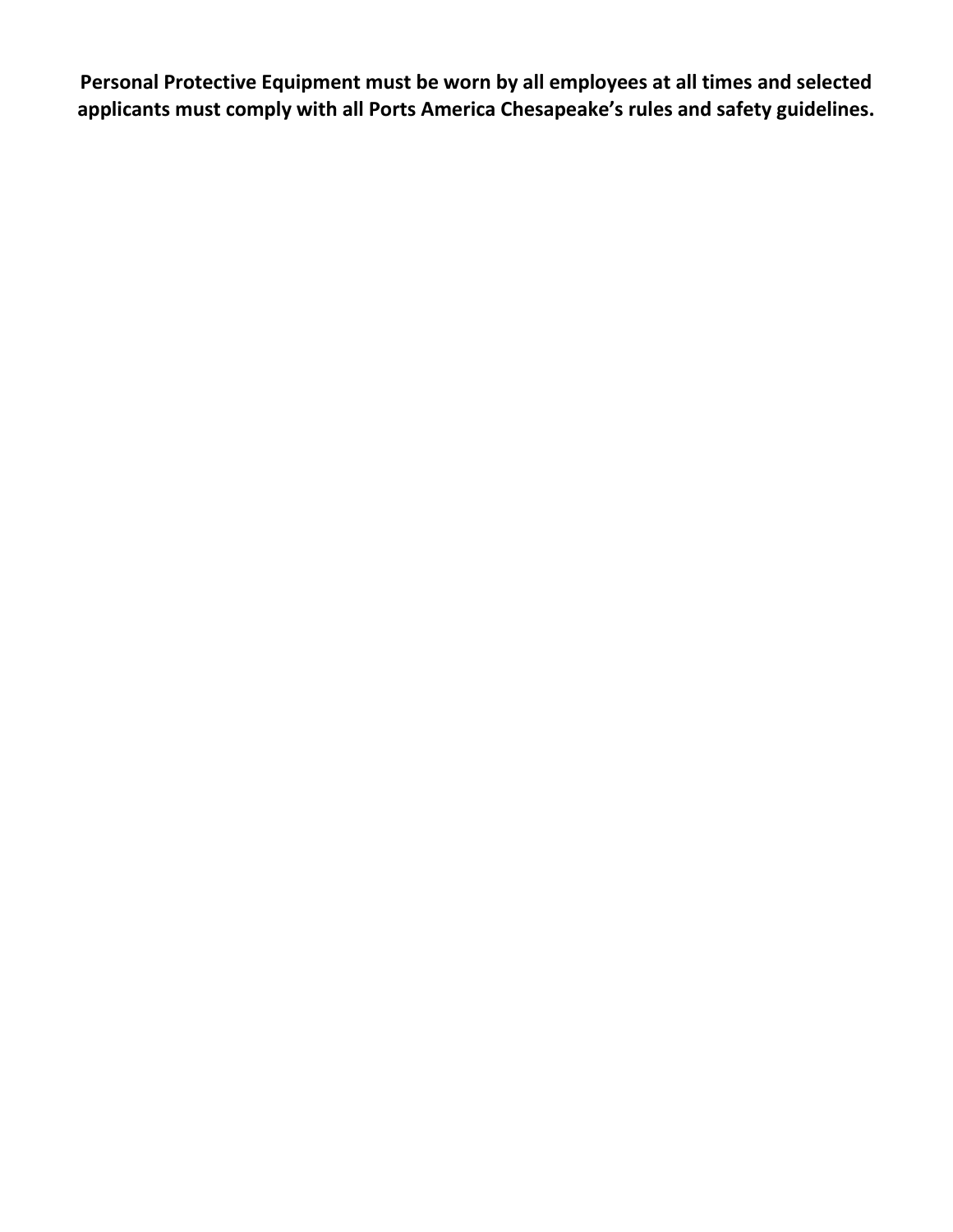**Personal Protective Equipment must be worn by all employees at all times and selected applicants must comply with all Ports America Chesapeake's rules and safety guidelines.**